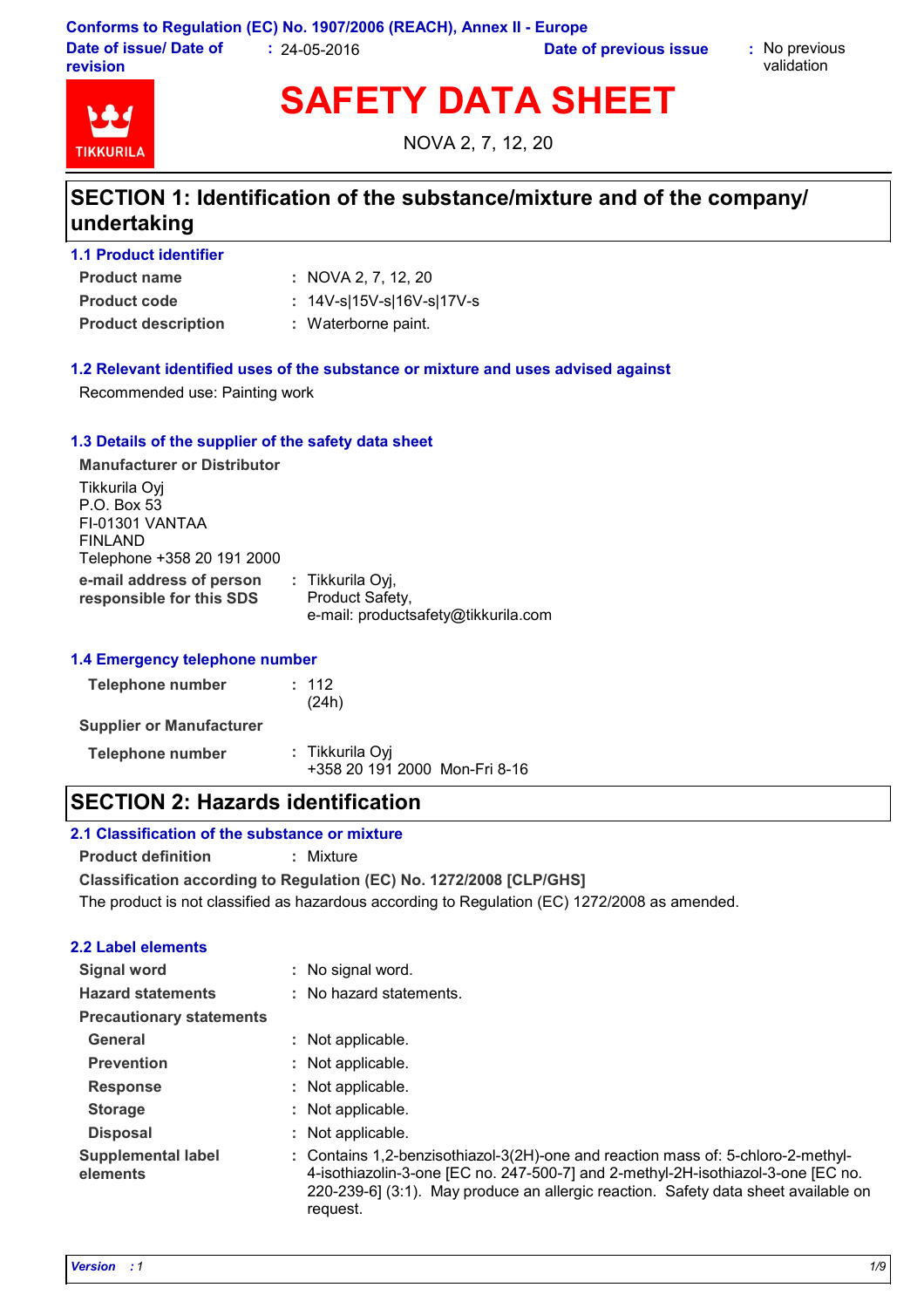Conforms to Regulation (EC) No. 1907/2006 (REACH), Annex II - Europe

**Date of issue/ Date of revision** : 24-05-2016 **Date of previous issue** : No previous validation

# SAFETY DATA SHEET

NOVA 2, 7, 12, 20

## SECTION 1: Identification of the substance/mixture and of the company/ undertaking

### 1.1 Product identifier

**Product name** : NOVA 2, 7, 12, 20

**Product code** : 14V-s|15V-s|16V-s|17V-s

**Product description** : Waterborne paint.

### 1.2 Relevant identified uses of the substance or mixture and uses advised against

Recommended use: Painting work

### 1.3 Details of the supplier of the safety data sheet

**Manufacturer or Distributor**

Tikkurila Oyj
P.O. Box 53
FI-01301 VANTAA
FINLAND
Telephone +358 20 191 2000

**e-mail address of person responsible for this SDS** : Tikkurila Oyj, Product Safety, e-mail: productsafety@tikkurila.com

### 1.4 Emergency telephone number

**Telephone number** : 112 (24h)

**Supplier or Manufacturer**

**Telephone number** : Tikkurila Oyj +358 20 191 2000 Mon-Fri 8-16

## SECTION 2: Hazards identification

### 2.1 Classification of the substance or mixture

**Product definition** : Mixture

**Classification according to Regulation (EC) No. 1272/2008 [CLP/GHS]**

The product is not classified as hazardous according to Regulation (EC) 1272/2008 as amended.

### 2.2 Label elements

**Signal word** : No signal word.

**Hazard statements** : No hazard statements.

**Precautionary statements**

**General** : Not applicable.

**Prevention** : Not applicable.

**Response** : Not applicable.

**Storage** : Not applicable.

**Disposal** : Not applicable.

**Supplemental label elements** : Contains 1,2-benzisothiazol-3(2H)-one and reaction mass of: 5-chloro-2-methyl-4-isothiazolin-3-one [EC no. 247-500-7] and 2-methyl-2H-isothiazol-3-one [EC no. 220-239-6] (3:1). May produce an allergic reaction. Safety data sheet available on request.

*Version : 1*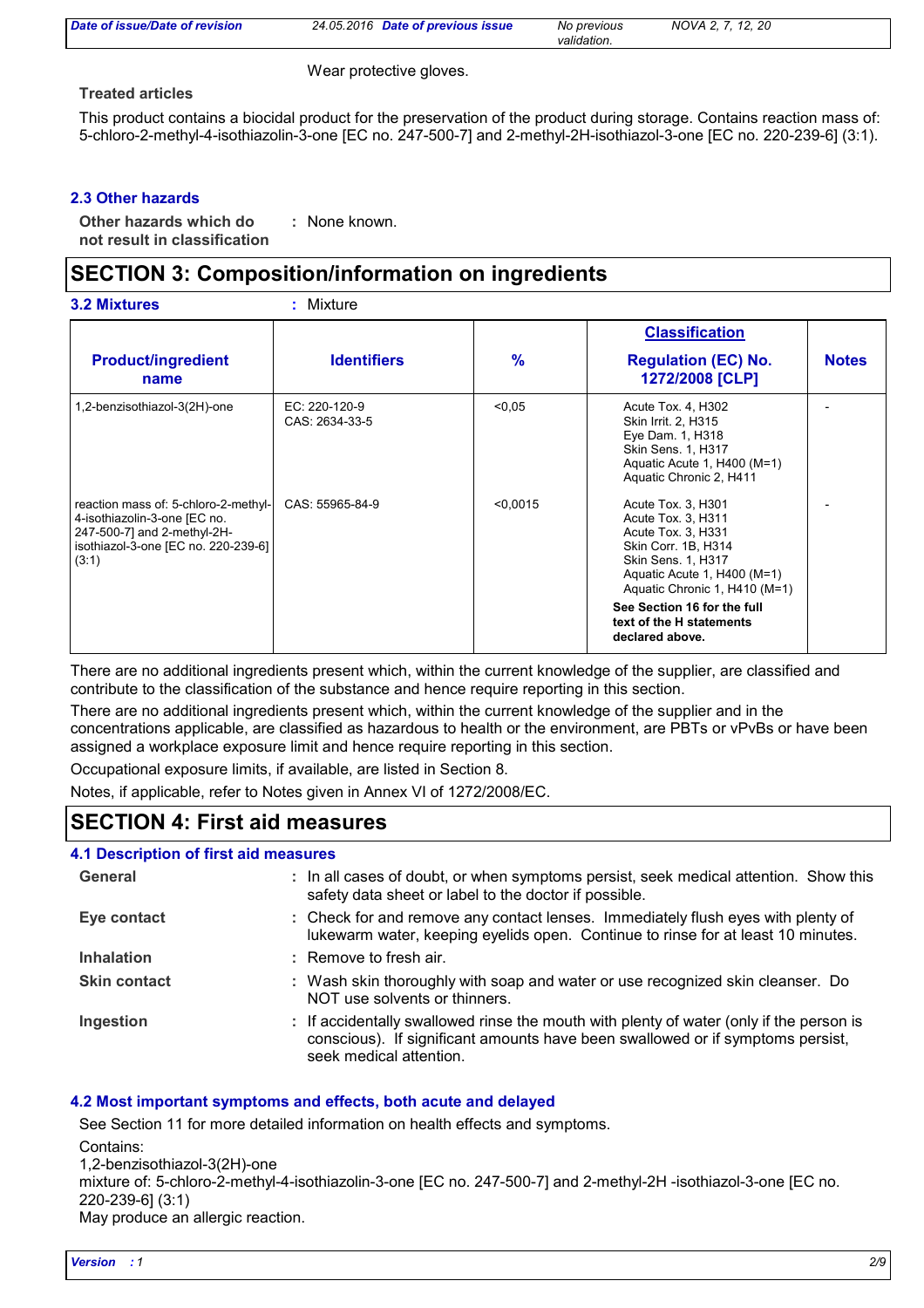Wear protective gloves.

**Treated articles**

This product contains a biocidal product for the preservation of the product during storage. Contains reaction mass of: 5-chloro-2-methyl-4-isothiazolin-3-one [EC no. 247-500-7] and 2-methyl-2H-isothiazol-3-one [EC no. 220-239-6] (3:1).

### 2.3 Other hazards

**Other hazards which do not result in classification** : None known.

## SECTION 3: Composition/information on ingredients

**3.2 Mixtures** : Mixture

| Product/ingredient name | Identifiers | % | Classification<br>Regulation (EC) No. 1272/2008 [CLP] | Notes |
|---|---|---|---|---|
| 1,2-benzisothiazol-3(2H)-one | EC: 220-120-9<br>CAS: 2634-33-5 | <0,05 | Acute Tox. 4, H302<br>Skin Irrit. 2, H315<br>Eye Dam. 1, H318<br>Skin Sens. 1, H317<br>Aquatic Acute 1, H400 (M=1)<br>Aquatic Chronic 2, H411 | - |
| reaction mass of: 5-chloro-2-methyl-4-isothiazolin-3-one [EC no. 247-500-7] and 2-methyl-2H-isothiazol-3-one [EC no. 220-239-6] (3:1) | CAS: 55965-84-9 | <0,0015 | Acute Tox. 3, H301<br>Acute Tox. 3, H311<br>Acute Tox. 3, H331<br>Skin Corr. 1B, H314<br>Skin Sens. 1, H317<br>Aquatic Acute 1, H400 (M=1)<br>Aquatic Chronic 1, H410 (M=1)<br>**See Section 16 for the full text of the H statements declared above.** | - |

There are no additional ingredients present which, within the current knowledge of the supplier, are classified and contribute to the classification of the substance and hence require reporting in this section.

There are no additional ingredients present which, within the current knowledge of the supplier and in the concentrations applicable, are classified as hazardous to health or the environment, are PBTs or vPvBs or have been assigned a workplace exposure limit and hence require reporting in this section.

Occupational exposure limits, if available, are listed in Section 8.

Notes, if applicable, refer to Notes given in Annex VI of 1272/2008/EC.

## SECTION 4: First aid measures

### 4.1 Description of first aid measures

**General** : In all cases of doubt, or when symptoms persist, seek medical attention. Show this safety data sheet or label to the doctor if possible.

**Eye contact** : Check for and remove any contact lenses. Immediately flush eyes with plenty of lukewarm water, keeping eyelids open. Continue to rinse for at least 10 minutes.

**Inhalation** : Remove to fresh air.

**Skin contact** : Wash skin thoroughly with soap and water or use recognized skin cleanser. Do NOT use solvents or thinners.

**Ingestion** : If accidentally swallowed rinse the mouth with plenty of water (only if the person is conscious). If significant amounts have been swallowed or if symptoms persist, seek medical attention.

### 4.2 Most important symptoms and effects, both acute and delayed

See Section 11 for more detailed information on health effects and symptoms.

Contains:
1,2-benzisothiazol-3(2H)-one
mixture of: 5-chloro-2-methyl-4-isothiazolin-3-one [EC no. 247-500-7] and 2-methyl-2H -isothiazol-3-one [EC no. 220-239-6] (3:1)
May produce an allergic reaction.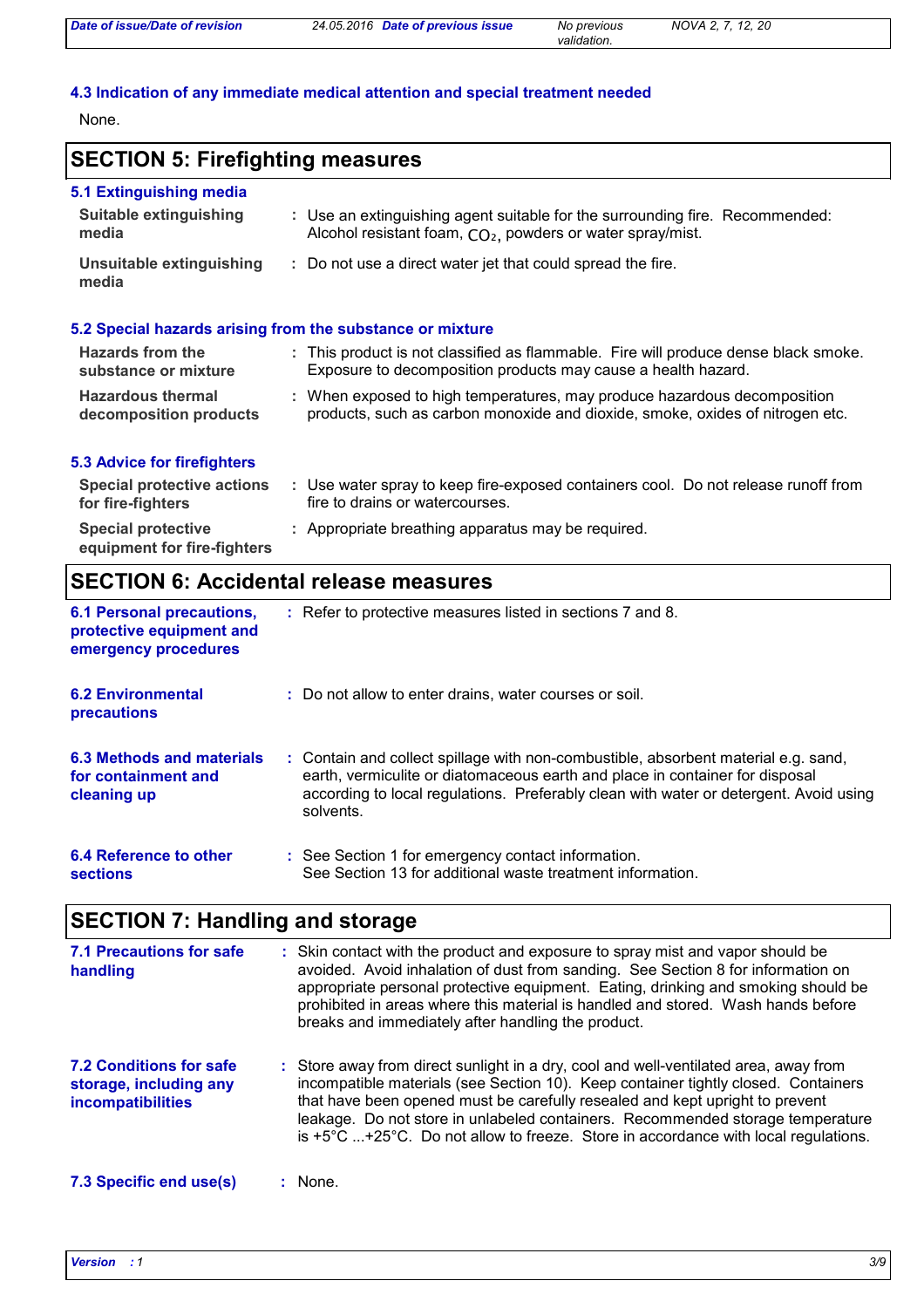### 4.3 Indication of any immediate medical attention and special treatment needed

None.

## SECTION 5: Firefighting measures

### 5.1 Extinguishing media

**Suitable extinguishing media** : Use an extinguishing agent suitable for the surrounding fire. Recommended: Alcohol resistant foam, $CO_2$, powders or water spray/mist.

**Unsuitable extinguishing media** : Do not use a direct water jet that could spread the fire.

### 5.2 Special hazards arising from the substance or mixture

**Hazards from the substance or mixture** : This product is not classified as flammable. Fire will produce dense black smoke. Exposure to decomposition products may cause a health hazard.

**Hazardous thermal decomposition products** : When exposed to high temperatures, may produce hazardous decomposition products, such as carbon monoxide and dioxide, smoke, oxides of nitrogen etc.

### 5.3 Advice for firefighters

**Special protective actions for fire-fighters** : Use water spray to keep fire-exposed containers cool. Do not release runoff from fire to drains or watercourses.

**Special protective equipment for fire-fighters** : Appropriate breathing apparatus may be required.

## SECTION 6: Accidental release measures

**6.1 Personal precautions, protective equipment and emergency procedures** : Refer to protective measures listed in sections 7 and 8.

**6.2 Environmental precautions** : Do not allow to enter drains, water courses or soil.

**6.3 Methods and materials for containment and cleaning up** : Contain and collect spillage with non-combustible, absorbent material e.g. sand, earth, vermiculite or diatomaceous earth and place in container for disposal according to local regulations. Preferably clean with water or detergent. Avoid using solvents.

**6.4 Reference to other sections** : See Section 1 for emergency contact information.
See Section 13 for additional waste treatment information.

## SECTION 7: Handling and storage

**7.1 Precautions for safe handling** : Skin contact with the product and exposure to spray mist and vapor should be avoided. Avoid inhalation of dust from sanding. See Section 8 for information on appropriate personal protective equipment. Eating, drinking and smoking should be prohibited in areas where this material is handled and stored. Wash hands before breaks and immediately after handling the product.

**7.2 Conditions for safe storage, including any incompatibilities** : Store away from direct sunlight in a dry, cool and well-ventilated area, away from incompatible materials (see Section 10). Keep container tightly closed. Containers that have been opened must be carefully resealed and kept upright to prevent leakage. Do not store in unlabeled containers. Recommended storage temperature is +5°C ...+25°C. Do not allow to freeze. Store in accordance with local regulations.

**7.3 Specific end use(s)** : None.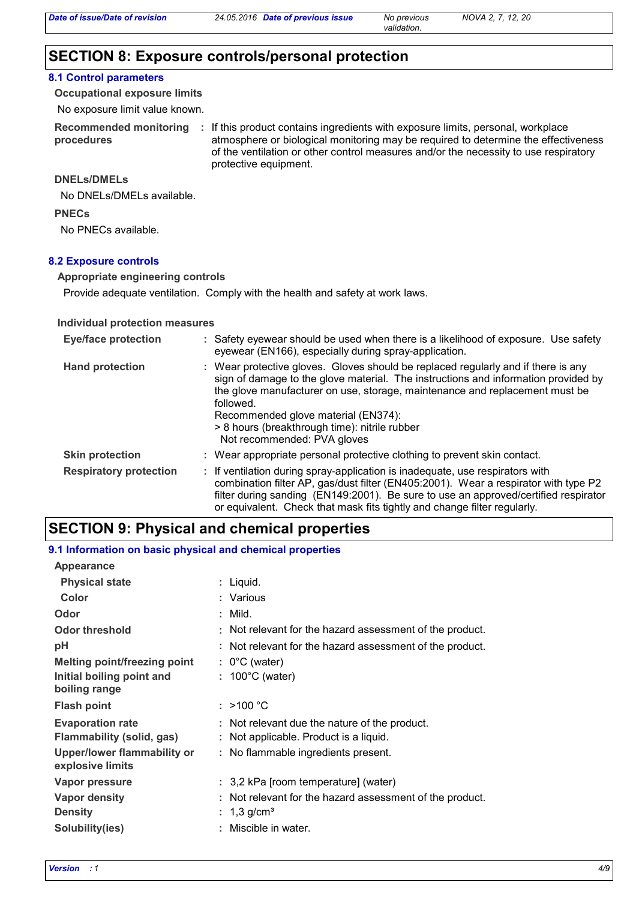## SECTION 8: Exposure controls/personal protection

### 8.1 Control parameters

**Occupational exposure limits**

No exposure limit value known.

**Recommended monitoring procedures** : If this product contains ingredients with exposure limits, personal, workplace atmosphere or biological monitoring may be required to determine the effectiveness of the ventilation or other control measures and/or the necessity to use respiratory protective equipment.

**DNELs/DMELs**

No DNELs/DMELs available.

**PNECs**

No PNECs available.

### 8.2 Exposure controls

**Appropriate engineering controls**

Provide adequate ventilation. Comply with the health and safety at work laws.

**Individual protection measures**

**Eye/face protection** : Safety eyewear should be used when there is a likelihood of exposure. Use safety eyewear (EN166), especially during spray-application.

**Hand protection** : Wear protective gloves. Gloves should be replaced regularly and if there is any sign of damage to the glove material. The instructions and information provided by the glove manufacturer on use, storage, maintenance and replacement must be followed.
Recommended glove material (EN374):
> 8 hours (breakthrough time): nitrile rubber
Not recommended: PVA gloves

**Skin protection** : Wear appropriate personal protective clothing to prevent skin contact.

**Respiratory protection** : If ventilation during spray-application is inadequate, use respirators with combination filter AP, gas/dust filter (EN405:2001). Wear a respirator with type P2 filter during sanding (EN149:2001). Be sure to use an approved/certified respirator or equivalent. Check that mask fits tightly and change filter regularly.

## SECTION 9: Physical and chemical properties

### 9.1 Information on basic physical and chemical properties

**Appearance**

**Physical state** : Liquid.

**Color** : Various

**Odor** : Mild.

**Odor threshold** : Not relevant for the hazard assessment of the product.

**pH** : Not relevant for the hazard assessment of the product.

**Melting point/freezing point** : 0°C (water)

**Initial boiling point and boiling range** : 100°C (water)

**Flash point** : >100 °C

**Evaporation rate** : Not relevant due the nature of the product.

**Flammability (solid, gas)** : Not applicable. Product is a liquid.

**Upper/lower flammability or explosive limits** : No flammable ingredients present.

**Vapor pressure** : 3,2 kPa [room temperature] (water)

**Vapor density** : Not relevant for the hazard assessment of the product.

**Density** : 1,3 g/cm³

**Solubility(ies)** : Miscible in water.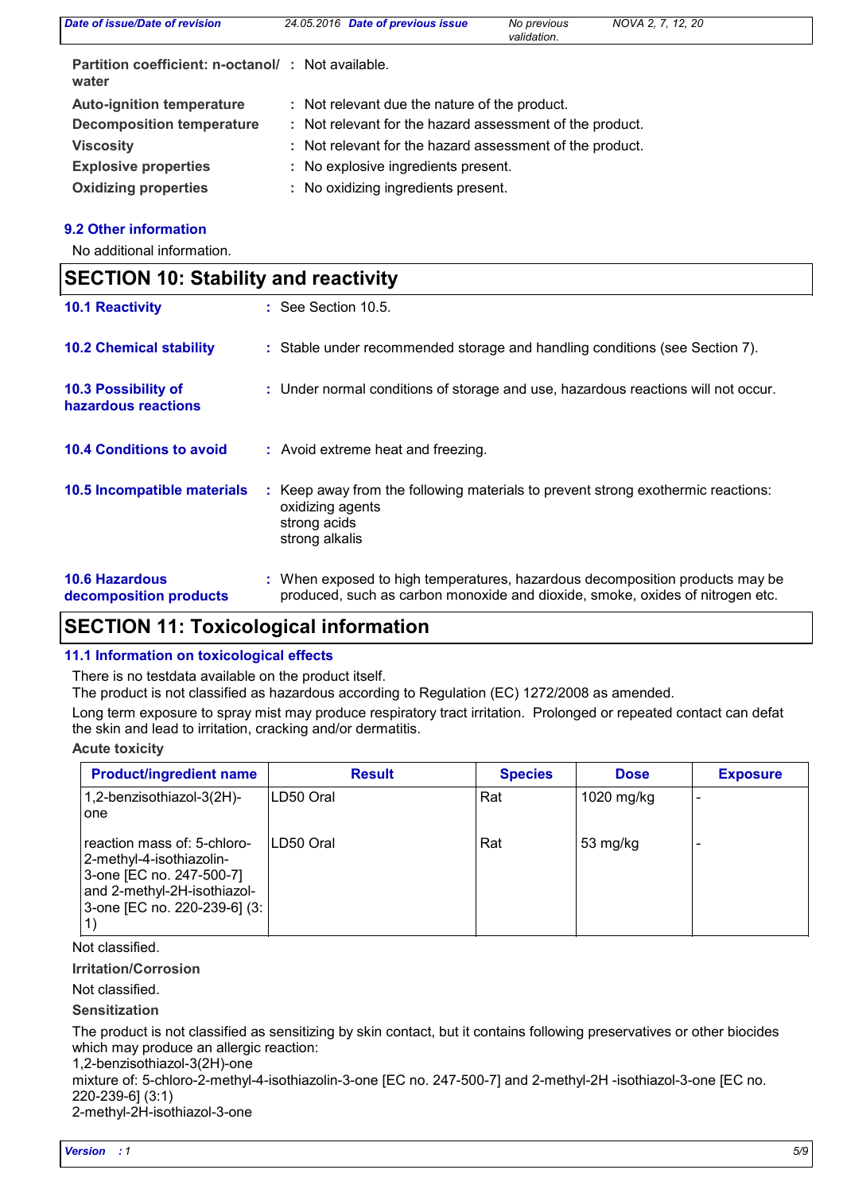| | | |
|---|---|---|
| **Partition coefficient: n-octanol/ water** | : | Not available. |
| **Auto-ignition temperature** | : | Not relevant due the nature of the product. |
| **Decomposition temperature** | : | Not relevant for the hazard assessment of the product. |
| **Viscosity** | : | Not relevant for the hazard assessment of the product. |
| **Explosive properties** | : | No explosive ingredients present. |
| **Oxidizing properties** | : | No oxidizing ingredients present. |

### 9.2 Other information

No additional information.

## SECTION 10: Stability and reactivity

| | | |
|---|---|---|
| **10.1 Reactivity** | : | See Section 10.5. |
| **10.2 Chemical stability** | : | Stable under recommended storage and handling conditions (see Section 7). |
| **10.3 Possibility of hazardous reactions** | : | Under normal conditions of storage and use, hazardous reactions will not occur. |
| **10.4 Conditions to avoid** | : | Avoid extreme heat and freezing. |
| **10.5 Incompatible materials** | : | Keep away from the following materials to prevent strong exothermic reactions: oxidizing agents strong acids strong alkalis |
| **10.6 Hazardous decomposition products** | : | When exposed to high temperatures, hazardous decomposition products may be produced, such as carbon monoxide and dioxide, smoke, oxides of nitrogen etc. |

## SECTION 11: Toxicological information

### 11.1 Information on toxicological effects

There is no testdata available on the product itself.
The product is not classified as hazardous according to Regulation (EC) 1272/2008 as amended.

Long term exposure to spray mist may produce respiratory tract irritation. Prolonged or repeated contact can defat the skin and lead to irritation, cracking and/or dermatitis.

**Acute toxicity**

| Product/ingredient name | Result | Species | Dose | Exposure |
|---|---|---|---|---|
| 1,2-benzisothiazol-3(2H)-one | LD50 Oral | Rat | 1020 mg/kg | - |
| reaction mass of: 5-chloro-2-methyl-4-isothiazolin-3-one [EC no. 247-500-7] and 2-methyl-2H-isothiazol-3-one [EC no. 220-239-6] (3:1) | LD50 Oral | Rat | 53 mg/kg | - |

Not classified.

**Irritation/Corrosion**

Not classified.

**Sensitization**

The product is not classified as sensitizing by skin contact, but it contains following preservatives or other biocides which may produce an allergic reaction:
1,2-benzisothiazol-3(2H)-one
mixture of: 5-chloro-2-methyl-4-isothiazolin-3-one [EC no. 247-500-7] and 2-methyl-2H -isothiazol-3-one [EC no. 220-239-6] (3:1)
2-methyl-2H-isothiazol-3-one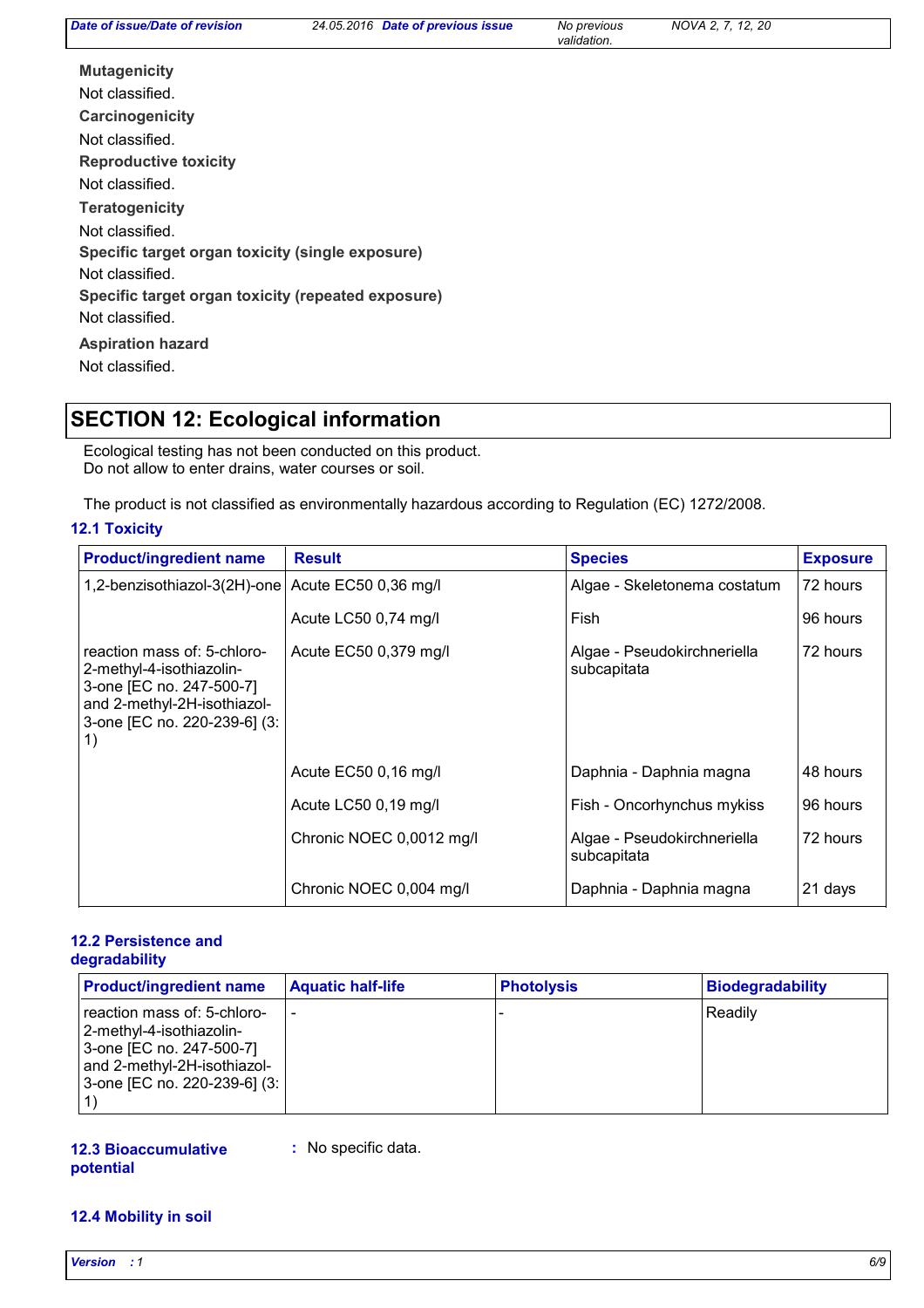**Mutagenicity**

Not classified.

**Carcinogenicity**

Not classified.

**Reproductive toxicity**

Not classified.

**Teratogenicity**

Not classified.

**Specific target organ toxicity (single exposure)**

Not classified.

**Specific target organ toxicity (repeated exposure)**

Not classified.

**Aspiration hazard**

Not classified.

## SECTION 12: Ecological information

Ecological testing has not been conducted on this product.
Do not allow to enter drains, water courses or soil.

The product is not classified as environmentally hazardous according to Regulation (EC) 1272/2008.

### 12.1 Toxicity

| Product/ingredient name | Result | Species | Exposure |
|---|---|---|---|
| 1,2-benzisothiazol-3(2H)-one | Acute EC50 0,36 mg/l | Algae - Skeletonema costatum | 72 hours |
| | Acute LC50 0,74 mg/l | Fish | 96 hours |
| reaction mass of: 5-chloro-2-methyl-4-isothiazolin-3-one [EC no. 247-500-7] and 2-methyl-2H-isothiazol-3-one [EC no. 220-239-6] (3:1) | Acute EC50 0,379 mg/l | Algae - Pseudokirchneriella subcapitata | 72 hours |
| | Acute EC50 0,16 mg/l | Daphnia - Daphnia magna | 48 hours |
| | Acute LC50 0,19 mg/l | Fish - Oncorhynchus mykiss | 96 hours |
| | Chronic NOEC 0,0012 mg/l | Algae - Pseudokirchneriella subcapitata | 72 hours |
| | Chronic NOEC 0,004 mg/l | Daphnia - Daphnia magna | 21 days |

### 12.2 Persistence and degradability

| Product/ingredient name | Aquatic half-life | Photolysis | Biodegradability |
|---|---|---|---|
| reaction mass of: 5-chloro-2-methyl-4-isothiazolin-3-one [EC no. 247-500-7] and 2-methyl-2H-isothiazol-3-one [EC no. 220-239-6] (3:1) | - | - | Readily |

### 12.3 Bioaccumulative potential

: No specific data.

### 12.4 Mobility in soil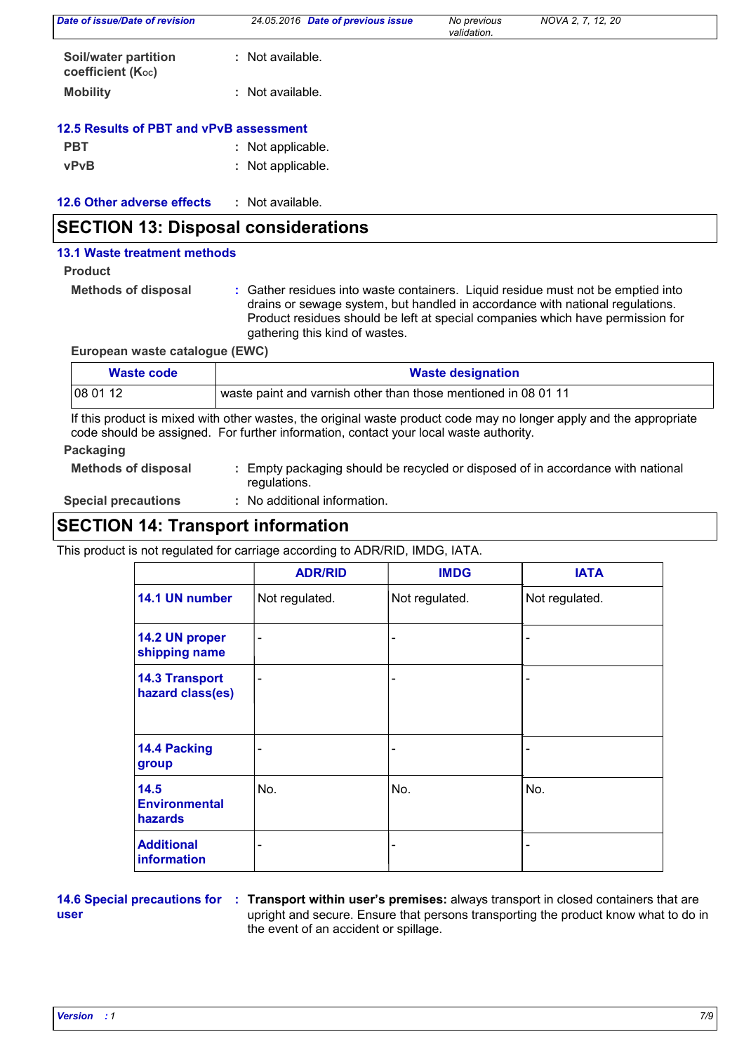**Soil/water partition coefficient ($K_{OC}$)** : Not available.

**Mobility** : Not available.

### 12.5 Results of PBT and vPvB assessment

**PBT** : Not applicable.

**vPvB** : Not applicable.

### 12.6 Other adverse effects : Not available.

## SECTION 13: Disposal considerations

### 13.1 Waste treatment methods

**Product**

**Methods of disposal** : Gather residues into waste containers. Liquid residue must not be emptied into drains or sewage system, but handled in accordance with national regulations. Product residues should be left at special companies which have permission for gathering this kind of wastes.

**European waste catalogue (EWC)**

| Waste code | Waste designation |
|---|---|
| 08 01 12 | waste paint and varnish other than those mentioned in 08 01 11 |

If this product is mixed with other wastes, the original waste product code may no longer apply and the appropriate code should be assigned. For further information, contact your local waste authority.

**Packaging**

**Methods of disposal** : Empty packaging should be recycled or disposed of in accordance with national regulations.

**Special precautions** : No additional information.

## SECTION 14: Transport information

This product is not regulated for carriage according to ADR/RID, IMDG, IATA.

| | ADR/RID | IMDG | IATA |
|---|---|---|---|
| **14.1 UN number** | Not regulated. | Not regulated. | Not regulated. |
| **14.2 UN proper shipping name** | - | - | - |
| **14.3 Transport hazard class(es)** | - | - | - |
| **14.4 Packing group** | - | - | - |
| **14.5 Environmental hazards** | No. | No. | No. |
| **Additional information** | - | - | - |

**14.6 Special precautions for user** : **Transport within user's premises:** always transport in closed containers that are upright and secure. Ensure that persons transporting the product know what to do in the event of an accident or spillage.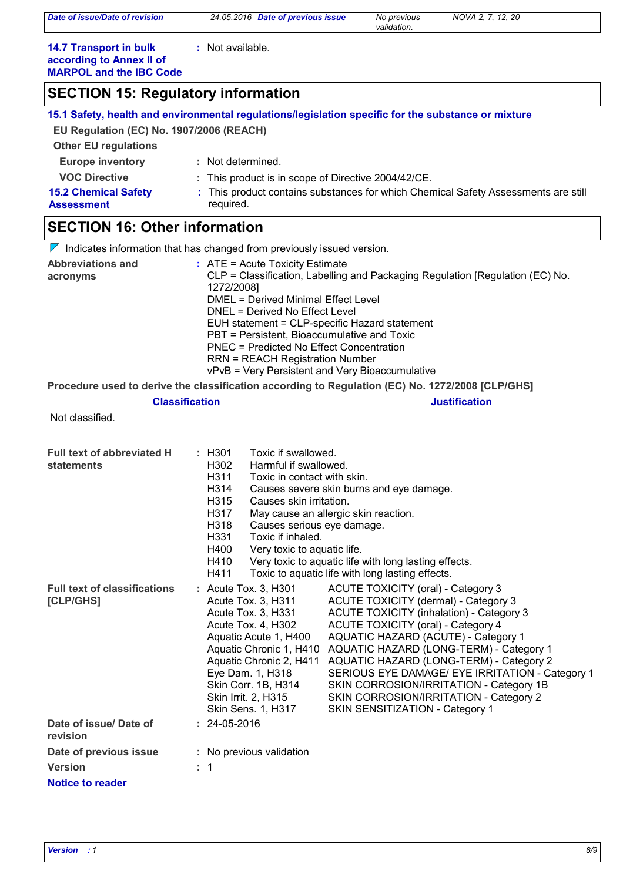**14.7 Transport in bulk according to Annex II of MARPOL and the IBC Code** : Not available.

## SECTION 15: Regulatory information

**15.1 Safety, health and environmental regulations/legislation specific for the substance or mixture**

**EU Regulation (EC) No. 1907/2006 (REACH)**

**Other EU regulations**

**Europe inventory** : Not determined.

**VOC Directive** : This product is in scope of Directive 2004/42/CE.

**15.2 Chemical Safety Assessment** : This product contains substances for which Chemical Safety Assessments are still required.

## SECTION 16: Other information

Indicates information that has changed from previously issued version.

**Abbreviations and acronyms** :
ATE = Acute Toxicity Estimate
CLP = Classification, Labelling and Packaging Regulation [Regulation (EC) No. 1272/2008]
DMEL = Derived Minimal Effect Level
DNEL = Derived No Effect Level
EUH statement = CLP-specific Hazard statement
PBT = Persistent, Bioaccumulative and Toxic
PNEC = Predicted No Effect Concentration
RRN = REACH Registration Number
vPvB = Very Persistent and Very Bioaccumulative

**Procedure used to derive the classification according to Regulation (EC) No. 1272/2008 [CLP/GHS]**

| Classification | Justification |
|---|---|
| Not classified. | |

**Full text of abbreviated H statements** :

| | |
|---|---|
| H301 | Toxic if swallowed. |
| H302 | Harmful if swallowed. |
| H311 | Toxic in contact with skin. |
| H314 | Causes severe skin burns and eye damage. |
| H315 | Causes skin irritation. |
| H317 | May cause an allergic skin reaction. |
| H318 | Causes serious eye damage. |
| H331 | Toxic if inhaled. |
| H400 | Very toxic to aquatic life. |
| H410 | Very toxic to aquatic life with long lasting effects. |
| H411 | Toxic to aquatic life with long lasting effects. |

**Full text of classifications [CLP/GHS]** :

| | |
|---|---|
| Acute Tox. 3, H301 | ACUTE TOXICITY (oral) - Category 3 |
| Acute Tox. 3, H311 | ACUTE TOXICITY (dermal) - Category 3 |
| Acute Tox. 3, H331 | ACUTE TOXICITY (inhalation) - Category 3 |
| Acute Tox. 4, H302 | ACUTE TOXICITY (oral) - Category 4 |
| Aquatic Acute 1, H400 | AQUATIC HAZARD (ACUTE) - Category 1 |
| Aquatic Chronic 1, H410 | AQUATIC HAZARD (LONG-TERM) - Category 1 |
| Aquatic Chronic 2, H411 | AQUATIC HAZARD (LONG-TERM) - Category 2 |
| Eye Dam. 1, H318 | SERIOUS EYE DAMAGE/ EYE IRRITATION - Category 1 |
| Skin Corr. 1B, H314 | SKIN CORROSION/IRRITATION - Category 1B |
| Skin Irrit. 2, H315 | SKIN CORROSION/IRRITATION - Category 2 |
| Skin Sens. 1, H317 | SKIN SENSITIZATION - Category 1 |

**Date of issue/ Date of revision** : 24-05-2016

**Date of previous issue** : No previous validation

**Version** : 1

**Notice to reader**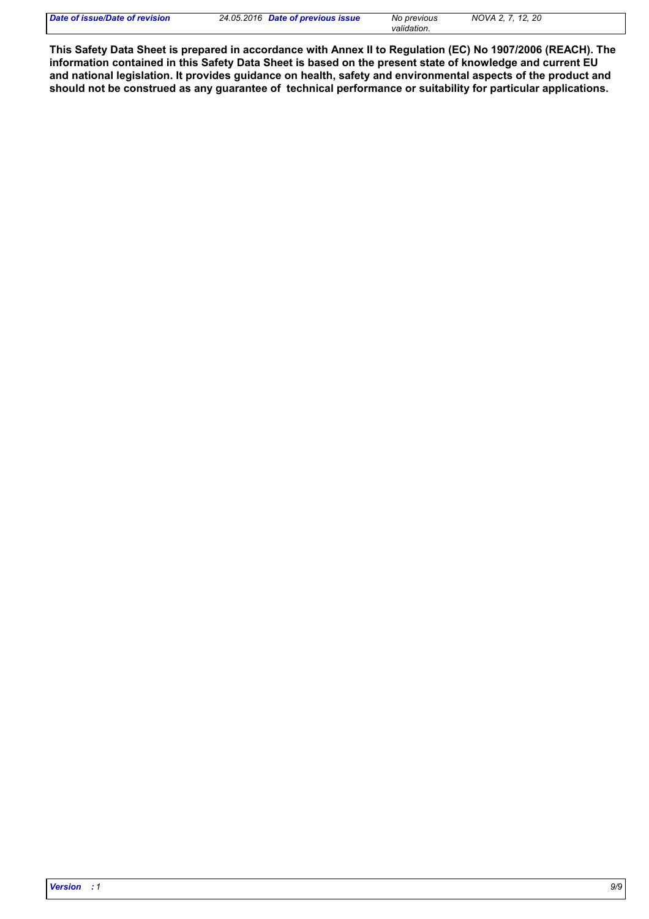**This Safety Data Sheet is prepared in accordance with Annex II to Regulation (EC) No 1907/2006 (REACH). The information contained in this Safety Data Sheet is based on the present state of knowledge and current EU and national legislation. It provides guidance on health, safety and environmental aspects of the product and should not be construed as any guarantee of technical performance or suitability for particular applications.**